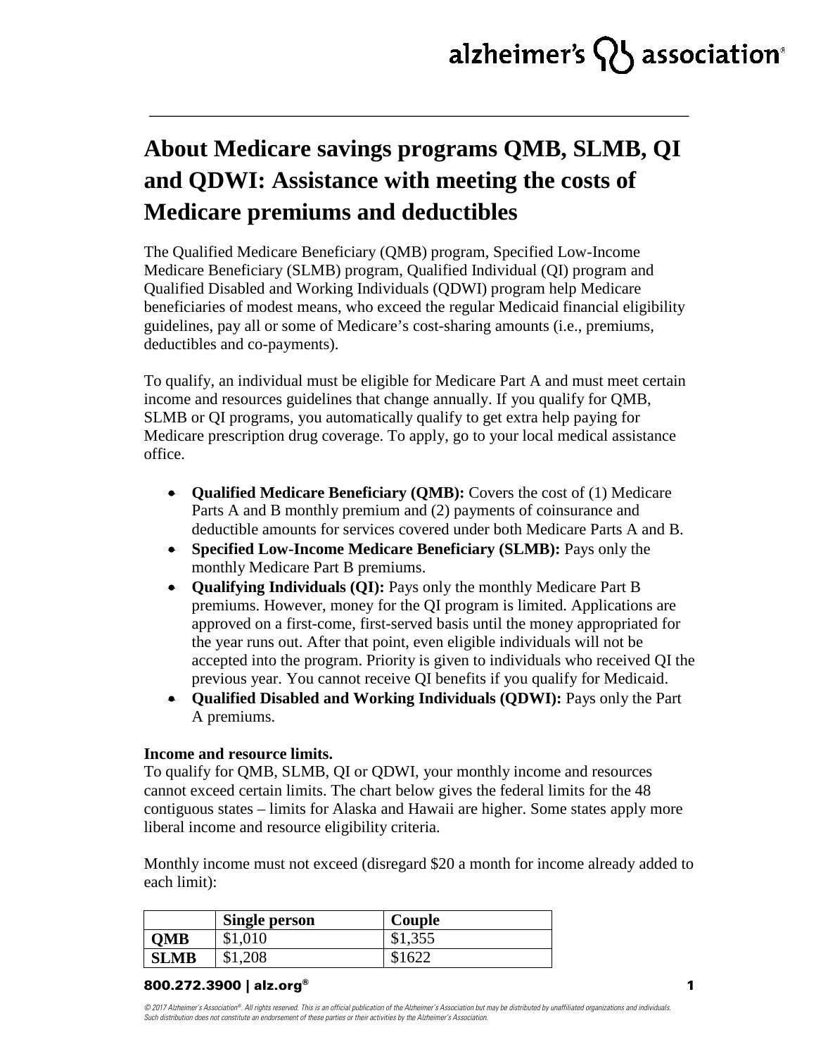# About Medicare savings programs QMB, SLMB, QI and QDWI: Assistance with meeting the costs of Medicare premiums and deductibles

The Qualified Medicare Beneficiary (QMB) program, Specified Low-Income Medicare Beneficiary (SLMB) program, Qualified Individual (QI) program and Qualified Disabled and Working Individuals (QDWI) program help Medicare beneficiaries of modest means, who exceed the regular Medicaid financial eligibility guidelines, pay all or some of Medicare's cost-sharing amounts (i.e., premiums, deductibles and co-payments).

To qualify, an individual must be eligible for Medicare Part A and must meet certain income and resources guidelines that change annually. If you qualify for QMB, SLMB or QI programs, you automatically qualify to get extra help paying for Medicare prescription drug coverage. To apply, go to your local medical assistance office.

- **Qualified Medicare Beneficiary (QMB):** Covers the cost of (1) Medicare Parts A and B monthly premium and (2) payments of coinsurance and deductible amounts for services covered under both Medicare Parts A and B.
- **Specified Low-Income Medicare Beneficiary (SLMB):** Pays only the monthly Medicare Part B premiums.
- **Qualifying Individuals (QI):** Pays only the monthly Medicare Part B premiums. However, money for the QI program is limited. Applications are approved on a first-come, first-served basis until the money appropriated for the year runs out. After that point, even eligible individuals will not be accepted into the program. Priority is given to individuals who received QI the previous year. You cannot receive QI benefits if you qualify for Medicaid.
- **Qualified Disabled and Working Individuals (QDWI):** Pays only the Part A premiums.

**Income and resource limits.**
To qualify for QMB, SLMB, QI or QDWI, your monthly income and resources cannot exceed certain limits. The chart below gives the federal limits for the 48 contiguous states – limits for Alaska and Hawaii are higher. Some states apply more liberal income and resource eligibility criteria.

Monthly income must not exceed (disregard $20 a month for income already added to each limit):

| | Single person | Couple |
|---|---|---|
| **QMB** | $1,010 | $1,355 |
| **SLMB** | $1,208 | $1622 |

800.272.3900 | alz.org®

© 2017 Alzheimer's Association®. All rights reserved. This is an official publication of the Alzheimer's Association but may be distributed by unaffiliated organizations and individuals. Such distribution does not constitute an endorsement of these parties or their activities by the Alzheimer's Association.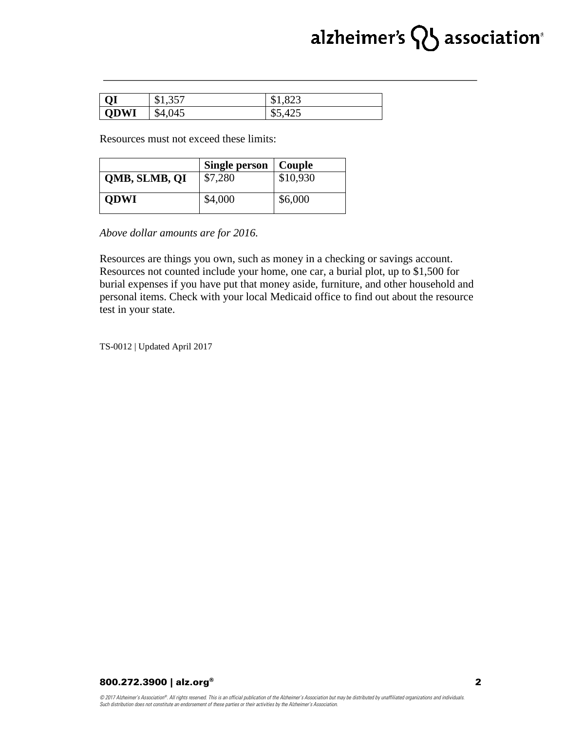| | | |
|---|---|---|
| **QI** | $1,357 | $1,823 |
| **QDWI** | $4,045 | $5,425 |

Resources must not exceed these limits:

| | Single person | Couple |
|---|---|---|
| **QMB, SLMB, QI** | $7,280 | $10,930 |
| **QDWI** | $4,000 | $6,000 |

*Above dollar amounts are for 2016.*

Resources are things you own, such as money in a checking or savings account. Resources not counted include your home, one car, a burial plot, up to $1,500 for burial expenses if you have put that money aside, furniture, and other household and personal items. Check with your local Medicaid office to find out about the resource test in your state.

TS-0012 | Updated April 2017

© 2017 Alzheimer's Association®. All rights reserved. This is an official publication of the Alzheimer's Association but may be distributed by unaffiliated organizations and individuals. Such distribution does not constitute an endorsement of these parties or their activities by the Alzheimer's Association.